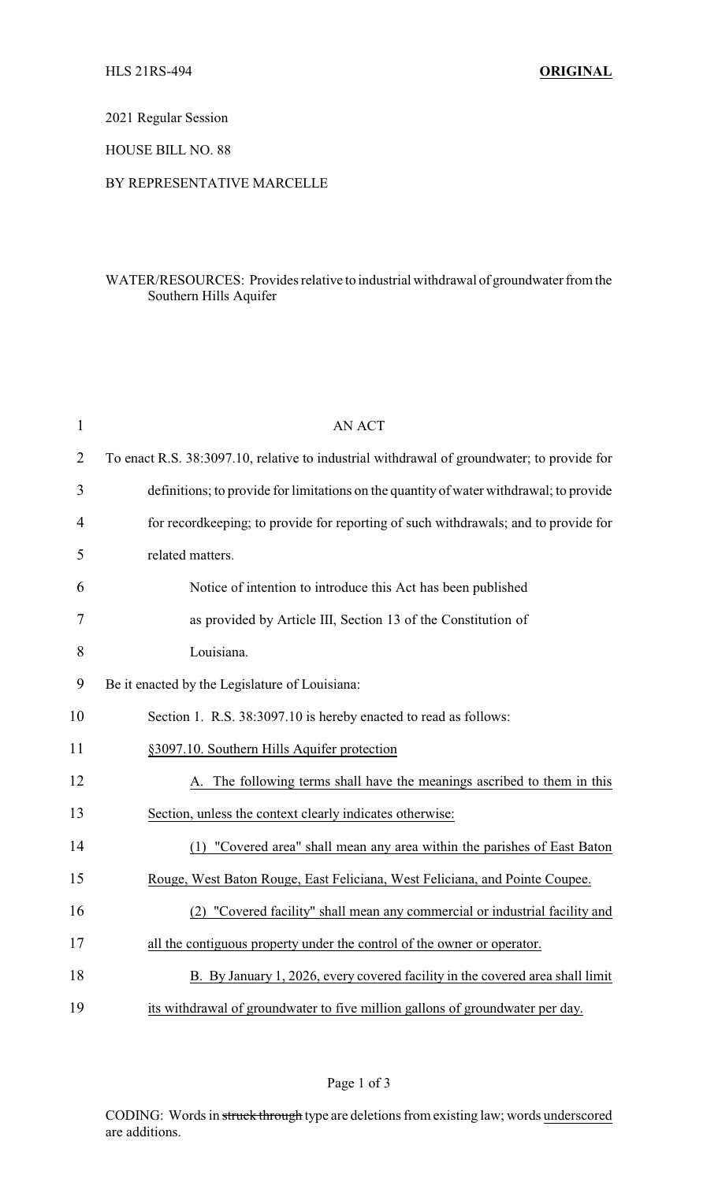HLS 21RS-494 **ORIGINAL**

2021 Regular Session

HOUSE BILL NO. 88

BY REPRESENTATIVE MARCELLE

WATER/RESOURCES: Provides relative to industrial withdrawal of groundwater from the Southern Hills Aquifer

AN ACT

To enact R.S. 38:3097.10, relative to industrial withdrawal of groundwater; to provide for definitions; to provide for limitations on the quantity of water withdrawal; to provide for recordkeeping; to provide for reporting of such withdrawals; and to provide for related matters.

Notice of intention to introduce this Act has been published as provided by Article III, Section 13 of the Constitution of Louisiana.

Be it enacted by the Legislature of Louisiana:

Section 1. R.S. 38:3097.10 is hereby enacted to read as follows:

<u>§3097.10. Southern Hills Aquifer protection</u>

<u>A. The following terms shall have the meanings ascribed to them in this Section, unless the context clearly indicates otherwise:</u>

<u>(1) "Covered area" shall mean any area within the parishes of East Baton Rouge, West Baton Rouge, East Feliciana, West Feliciana, and Pointe Coupee.</u>

<u>(2) "Covered facility" shall mean any commercial or industrial facility and all the contiguous property under the control of the owner or operator.</u>

<u>B. By January 1, 2026, every covered facility in the covered area shall limit its withdrawal of groundwater to five million gallons of groundwater per day.</u>

CODING: Words in ~~struck through~~ type are deletions from existing law; words <u>underscored</u> are additions.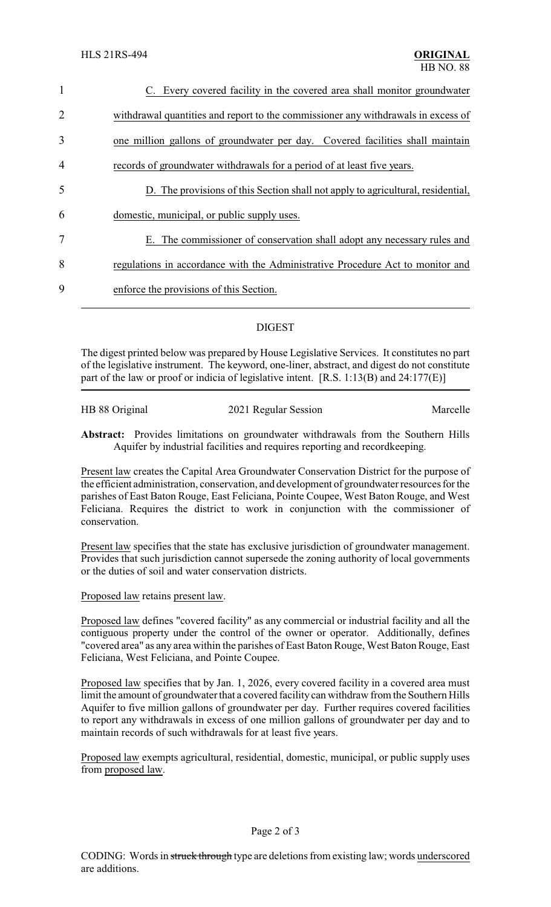C. Every covered facility in the covered area shall monitor groundwater withdrawal quantities and report to the commissioner any withdrawals in excess of one million gallons of groundwater per day. Covered facilities shall maintain records of groundwater withdrawals for a period of at least five years.

D. The provisions of this Section shall not apply to agricultural, residential, domestic, municipal, or public supply uses.

E. The commissioner of conservation shall adopt any necessary rules and regulations in accordance with the Administrative Procedure Act to monitor and enforce the provisions of this Section.

---

## DIGEST

The digest printed below was prepared by House Legislative Services. It constitutes no part of the legislative instrument. The keyword, one-liner, abstract, and digest do not constitute part of the law or proof or indicia of legislative intent. [R.S. 1:13(B) and 24:177(E)]

| HB 88 Original | 2021 Regular Session | Marcelle |
| --- | --- | --- |

**Abstract:** Provides limitations on groundwater withdrawals from the Southern Hills Aquifer by industrial facilities and requires reporting and recordkeeping.

Present law creates the Capital Area Groundwater Conservation District for the purpose of the efficient administration, conservation, and development of groundwater resources for the parishes of East Baton Rouge, East Feliciana, Pointe Coupee, West Baton Rouge, and West Feliciana. Requires the district to work in conjunction with the commissioner of conservation.

Present law specifies that the state has exclusive jurisdiction of groundwater management. Provides that such jurisdiction cannot supersede the zoning authority of local governments or the duties of soil and water conservation districts.

Proposed law retains present law.

Proposed law defines "covered facility" as any commercial or industrial facility and all the contiguous property under the control of the owner or operator. Additionally, defines "covered area" as any area within the parishes of East Baton Rouge, West Baton Rouge, East Feliciana, West Feliciana, and Pointe Coupee.

Proposed law specifies that by Jan. 1, 2026, every covered facility in a covered area must limit the amount of groundwater that a covered facility can withdraw from the Southern Hills Aquifer to five million gallons of groundwater per day. Further requires covered facilities to report any withdrawals in excess of one million gallons of groundwater per day and to maintain records of such withdrawals for at least five years.

Proposed law exempts agricultural, residential, domestic, municipal, or public supply uses from proposed law.

CODING: Words in ~~struck through~~ type are deletions from existing law; words underscored are additions.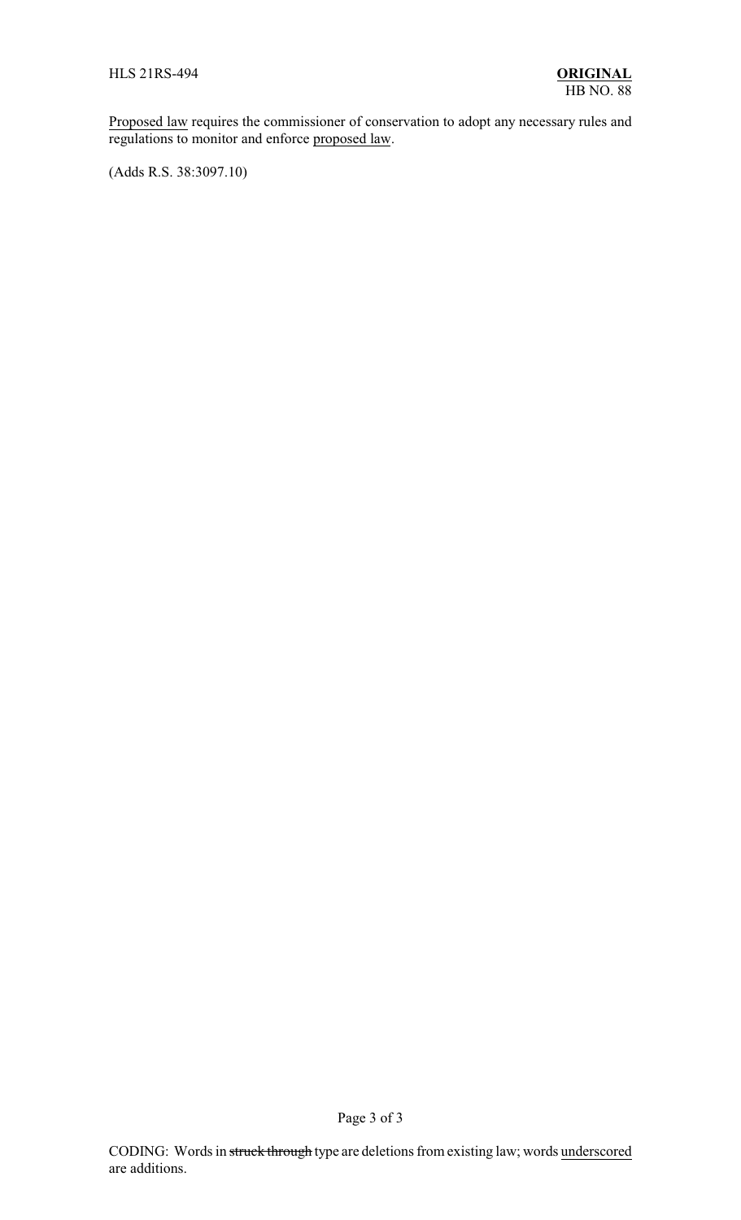Proposed law requires the commissioner of conservation to adopt any necessary rules and regulations to monitor and enforce proposed law.

(Adds R.S. 38:3097.10)

CODING: Words in ~~struck through~~ type are deletions from existing law; words underscored are additions.